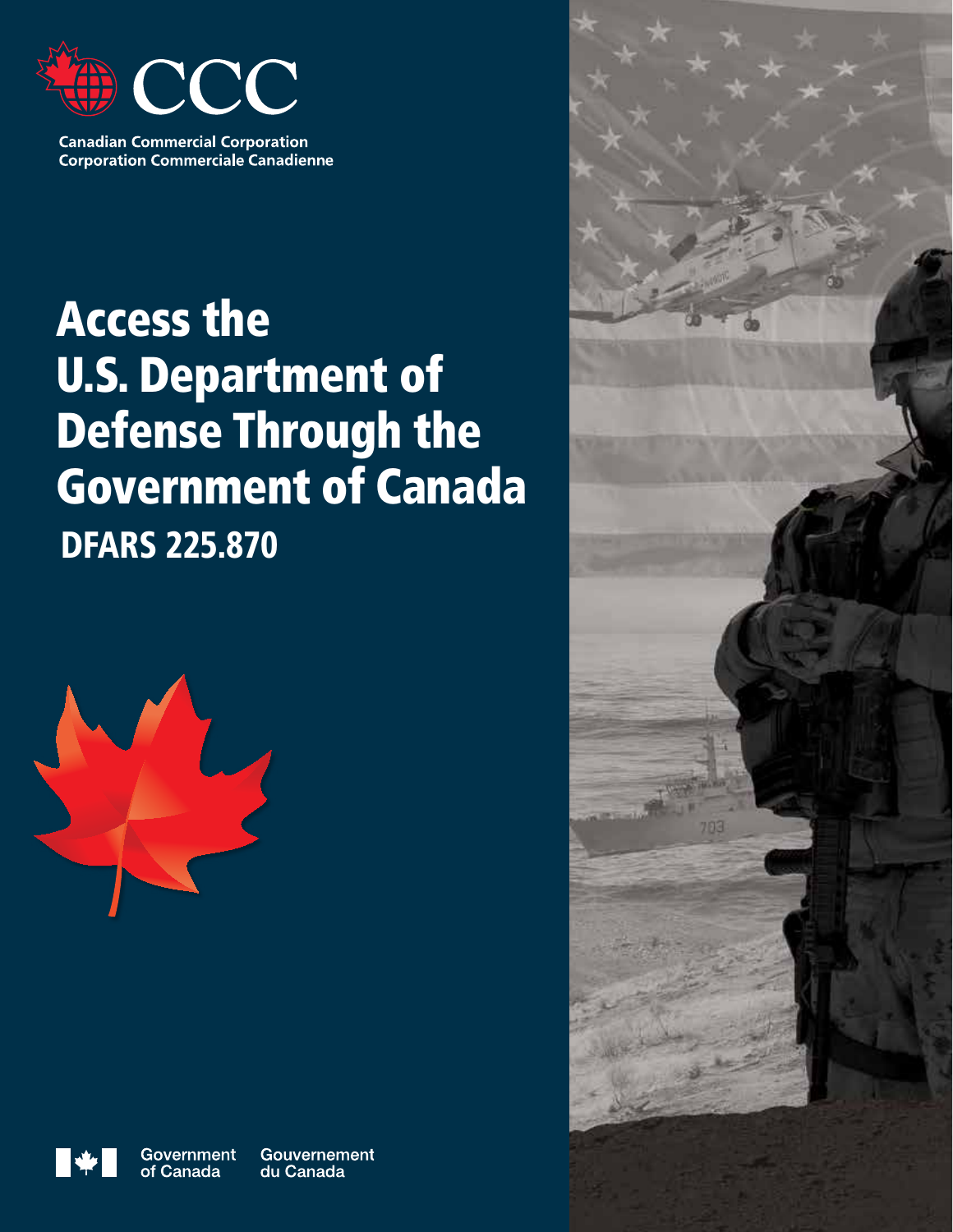CCC

Canadian Commercial Corporation
Corporation Commerciale Canadienne

# Access the U.S. Department of Defense Through the Government of Canada

## DFARS 225.870

Government of Canada  Gouvernement du Canada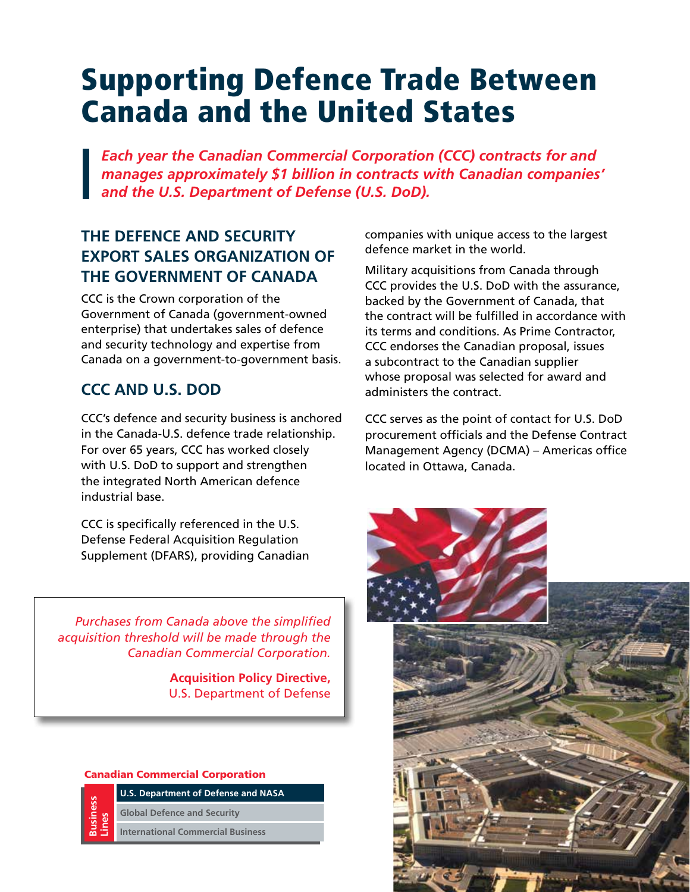# Supporting Defence Trade Between Canada and the United States

***Each year the Canadian Commercial Corporation (CCC) contracts for and manages approximately $1 billion in contracts with Canadian companies' and the U.S. Department of Defense (U.S. DoD).***

## THE DEFENCE AND SECURITY EXPORT SALES ORGANIZATION OF THE GOVERNMENT OF CANADA

CCC is the Crown corporation of the Government of Canada (government-owned enterprise) that undertakes sales of defence and security technology and expertise from Canada on a government-to-government basis.

## CCC AND U.S. DOD

CCC's defence and security business is anchored in the Canada-U.S. defence trade relationship. For over 65 years, CCC has worked closely with U.S. DoD to support and strengthen the integrated North American defence industrial base.

CCC is specifically referenced in the U.S. Defense Federal Acquisition Regulation Supplement (DFARS), providing Canadian companies with unique access to the largest defence market in the world.

Military acquisitions from Canada through CCC provides the U.S. DoD with the assurance, backed by the Government of Canada, that the contract will be fulfilled in accordance with its terms and conditions. As Prime Contractor, CCC endorses the Canadian proposal, issues a subcontract to the Canadian supplier whose proposal was selected for award and administers the contract.

CCC serves as the point of contact for U.S. DoD procurement officials and the Defense Contract Management Agency (DCMA) – Americas office located in Ottawa, Canada.

> *Purchases from Canada above the simplified acquisition threshold will be made through the Canadian Commercial Corporation.*
>
> **Acquisition Policy Directive,**
> U.S. Department of Defense

**Canadian Commercial Corporation**

**Business Lines**

- **U.S. Department of Defense and NASA**
- Global Defence and Security
- International Commercial Business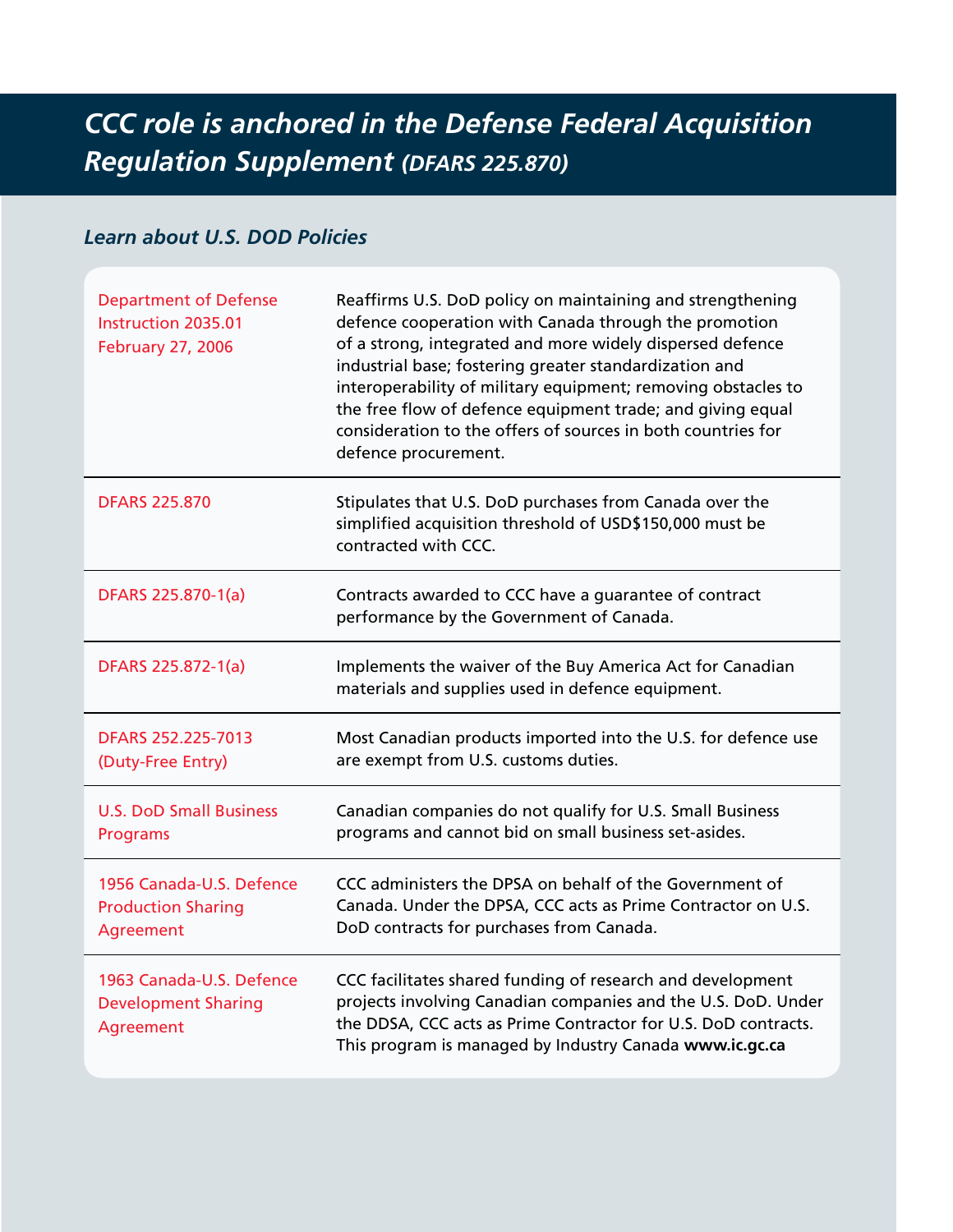# *CCC role is anchored in the Defense Federal Acquisition Regulation Supplement (DFARS 225.870)*

## *Learn about U.S. DOD Policies*

| | |
|---|---|
| Department of Defense Instruction 2035.01 February 27, 2006 | Reaffirms U.S. DoD policy on maintaining and strengthening defence cooperation with Canada through the promotion of a strong, integrated and more widely dispersed defence industrial base; fostering greater standardization and interoperability of military equipment; removing obstacles to the free flow of defence equipment trade; and giving equal consideration to the offers of sources in both countries for defence procurement. |
| DFARS 225.870 | Stipulates that U.S. DoD purchases from Canada over the simplified acquisition threshold of USD$150,000 must be contracted with CCC. |
| DFARS 225.870-1(a) | Contracts awarded to CCC have a guarantee of contract performance by the Government of Canada. |
| DFARS 225.872-1(a) | Implements the waiver of the Buy America Act for Canadian materials and supplies used in defence equipment. |
| DFARS 252.225-7013 (Duty-Free Entry) | Most Canadian products imported into the U.S. for defence use are exempt from U.S. customs duties. |
| U.S. DoD Small Business Programs | Canadian companies do not qualify for U.S. Small Business programs and cannot bid on small business set-asides. |
| 1956 Canada-U.S. Defence Production Sharing Agreement | CCC administers the DPSA on behalf of the Government of Canada. Under the DPSA, CCC acts as Prime Contractor on U.S. DoD contracts for purchases from Canada. |
| 1963 Canada-U.S. Defence Development Sharing Agreement | CCC facilitates shared funding of research and development projects involving Canadian companies and the U.S. DoD. Under the DDSA, CCC acts as Prime Contractor for U.S. DoD contracts. This program is managed by Industry Canada **www.ic.gc.ca** |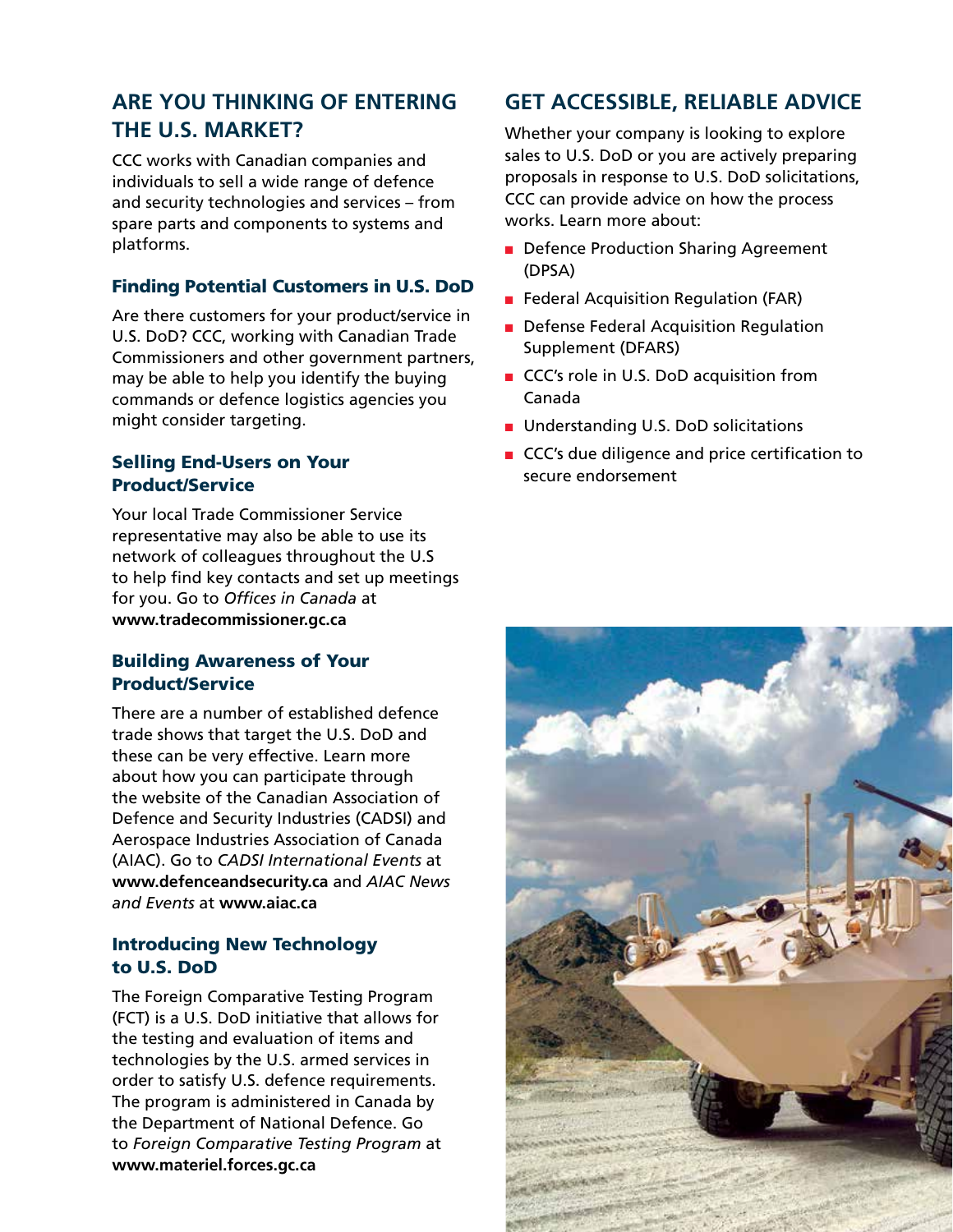## ARE YOU THINKING OF ENTERING THE U.S. MARKET?

CCC works with Canadian companies and individuals to sell a wide range of defence and security technologies and services – from spare parts and components to systems and platforms.

### Finding Potential Customers in U.S. DoD

Are there customers for your product/service in U.S. DoD? CCC, working with Canadian Trade Commissioners and other government partners, may be able to help you identify the buying commands or defence logistics agencies you might consider targeting.

### Selling End-Users on Your Product/Service

Your local Trade Commissioner Service representative may also be able to use its network of colleagues throughout the U.S to help find key contacts and set up meetings for you. Go to *Offices in Canada* at **www.tradecommissioner.gc.ca**

### Building Awareness of Your Product/Service

There are a number of established defence trade shows that target the U.S. DoD and these can be very effective. Learn more about how you can participate through the website of the Canadian Association of Defence and Security Industries (CADSI) and Aerospace Industries Association of Canada (AIAC). Go to *CADSI International Events* at **www.defenceandsecurity.ca** and *AIAC News and Events* at **www.aiac.ca**

### Introducing New Technology to U.S. DoD

The Foreign Comparative Testing Program (FCT) is a U.S. DoD initiative that allows for the testing and evaluation of items and technologies by the U.S. armed services in order to satisfy U.S. defence requirements. The program is administered in Canada by the Department of National Defence. Go to *Foreign Comparative Testing Program* at **www.materiel.forces.gc.ca**

## GET ACCESSIBLE, RELIABLE ADVICE

Whether your company is looking to explore sales to U.S. DoD or you are actively preparing proposals in response to U.S. DoD solicitations, CCC can provide advice on how the process works. Learn more about:

- Defence Production Sharing Agreement (DPSA)
- Federal Acquisition Regulation (FAR)
- Defense Federal Acquisition Regulation Supplement (DFARS)
- CCC's role in U.S. DoD acquisition from Canada
- Understanding U.S. DoD solicitations
- CCC's due diligence and price certification to secure endorsement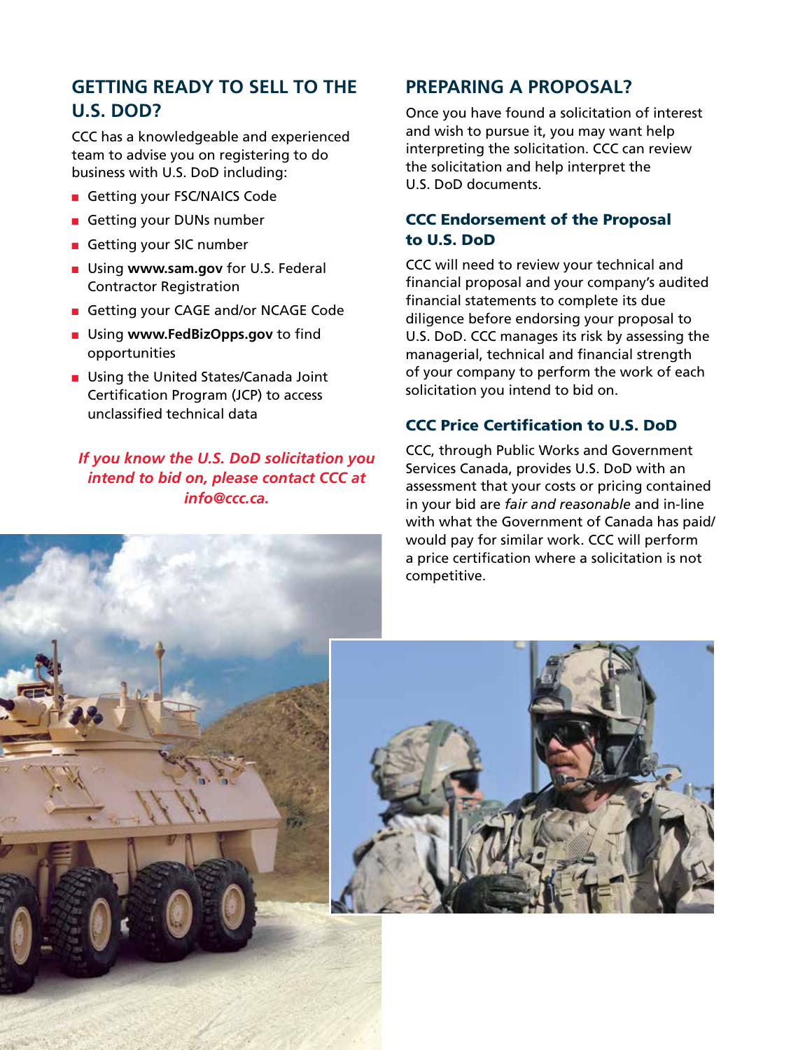## GETTING READY TO SELL TO THE U.S. DOD?

CCC has a knowledgeable and experienced team to advise you on registering to do business with U.S. DoD including:

- Getting your FSC/NAICS Code
- Getting your DUNs number
- Getting your SIC number
- Using **www.sam.gov** for U.S. Federal Contractor Registration
- Getting your CAGE and/or NCAGE Code
- Using **www.FedBizOpps.gov** to find opportunities
- Using the United States/Canada Joint Certification Program (JCP) to access unclassified technical data

***If you know the U.S. DoD solicitation you intend to bid on, please contact CCC at info@ccc.ca.***

## PREPARING A PROPOSAL?

Once you have found a solicitation of interest and wish to pursue it, you may want help interpreting the solicitation. CCC can review the solicitation and help interpret the U.S. DoD documents.

### CCC Endorsement of the Proposal to U.S. DoD

CCC will need to review your technical and financial proposal and your company's audited financial statements to complete its due diligence before endorsing your proposal to U.S. DoD. CCC manages its risk by assessing the managerial, technical and financial strength of your company to perform the work of each solicitation you intend to bid on.

### CCC Price Certification to U.S. DoD

CCC, through Public Works and Government Services Canada, provides U.S. DoD with an assessment that your costs or pricing contained in your bid are *fair and reasonable* and in-line with what the Government of Canada has paid/would pay for similar work. CCC will perform a price certification where a solicitation is not competitive.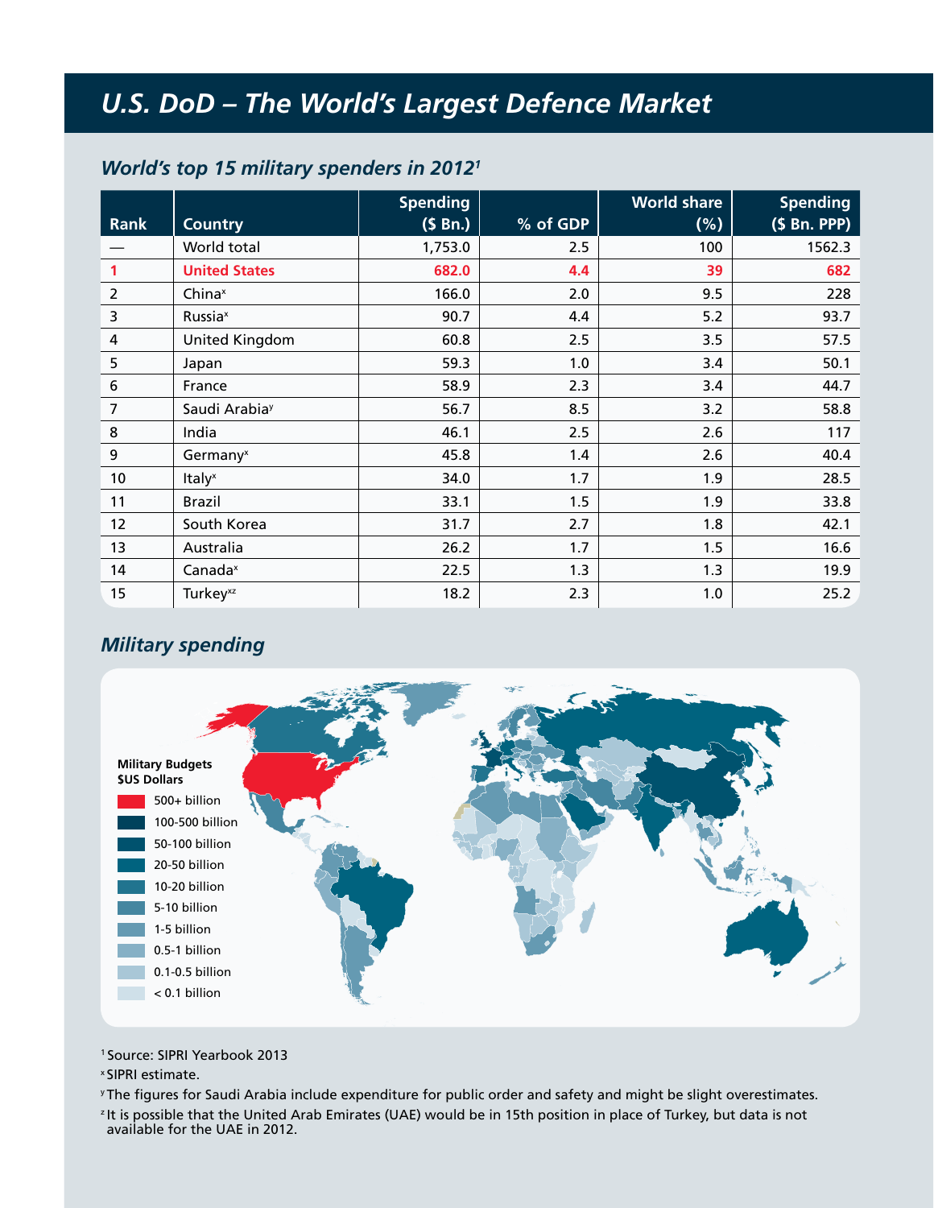# U.S. DoD – The World's Largest Defence Market

## World's top 15 military spenders in 2012[1]

| Rank | Country | Spending ($ Bn.) | % of GDP | World share (%) | Spending ($ Bn. PPP) |
|---|---|---|---|---|---|
| — | World total | 1,753.0 | 2.5 | 100 | 1562.3 |
| 1 | United States | 682.0 | 4.4 | 39 | 682 |
| 2 | China[x] | 166.0 | 2.0 | 9.5 | 228 |
| 3 | Russia[x] | 90.7 | 4.4 | 5.2 | 93.7 |
| 4 | United Kingdom | 60.8 | 2.5 | 3.5 | 57.5 |
| 5 | Japan | 59.3 | 1.0 | 3.4 | 50.1 |
| 6 | France | 58.9 | 2.3 | 3.4 | 44.7 |
| 7 | Saudi Arabia[y] | 56.7 | 8.5 | 3.2 | 58.8 |
| 8 | India | 46.1 | 2.5 | 2.6 | 117 |
| 9 | Germany[x] | 45.8 | 1.4 | 2.6 | 40.4 |
| 10 | Italy[x] | 34.0 | 1.7 | 1.9 | 28.5 |
| 11 | Brazil | 33.1 | 1.5 | 1.9 | 33.8 |
| 12 | South Korea | 31.7 | 2.7 | 1.8 | 42.1 |
| 13 | Australia | 26.2 | 1.7 | 1.5 | 16.6 |
| 14 | Canada[x] | 22.5 | 1.3 | 1.3 | 19.9 |
| 15 | Turkey[xz] | 18.2 | 2.3 | 1.0 | 25.2 |

## Military spending

**Military Budgets $US Dollars**

- 500+ billion
- 100-500 billion
- 50-100 billion
- 20-50 billion
- 10-20 billion
- 5-10 billion
- 1-5 billion
- 0.5-1 billion
- 0.1-0.5 billion
- < 0.1 billion

[1] Source: SIPRI Yearbook 2013

[x] SIPRI estimate.

[y] The figures for Saudi Arabia include expenditure for public order and safety and might be slight overestimates.

[z] It is possible that the United Arab Emirates (UAE) would be in 15th position in place of Turkey, but data is not available for the UAE in 2012.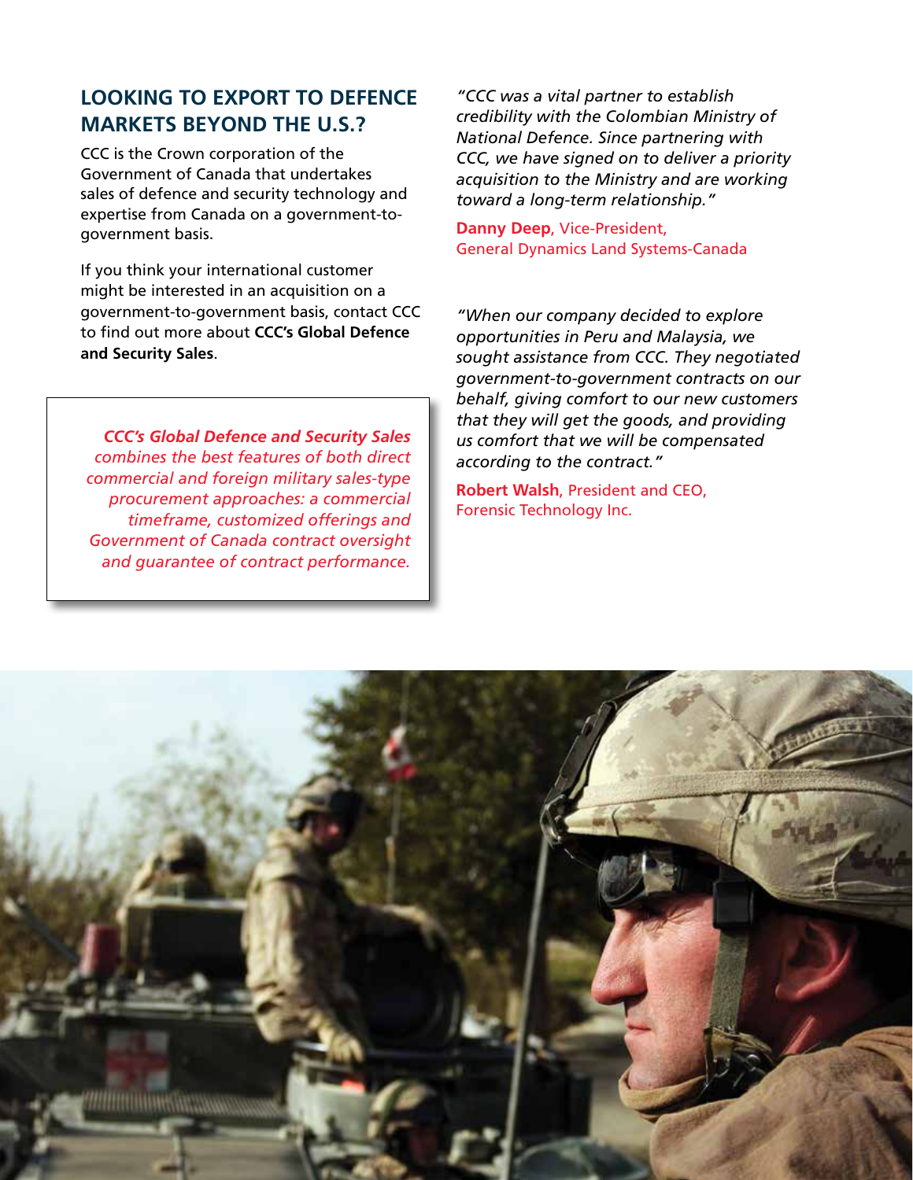## LOOKING TO EXPORT TO DEFENCE MARKETS BEYOND THE U.S.?

CCC is the Crown corporation of the Government of Canada that undertakes sales of defence and security technology and expertise from Canada on a government-to-government basis.

If you think your international customer might be interested in an acquisition on a government-to-government basis, contact CCC to find out more about **CCC's Global Defence and Security Sales**.

> ***CCC's Global Defence and Security Sales*** *combines the best features of both direct commercial and foreign military sales-type procurement approaches: a commercial timeframe, customized offerings and Government of Canada contract oversight and guarantee of contract performance.*

*"CCC was a vital partner to establish credibility with the Colombian Ministry of National Defence. Since partnering with CCC, we have signed on to deliver a priority acquisition to the Ministry and are working toward a long-term relationship."*

**Danny Deep**, Vice-President,
General Dynamics Land Systems-Canada

*"When our company decided to explore opportunities in Peru and Malaysia, we sought assistance from CCC. They negotiated government-to-government contracts on our behalf, giving comfort to our new customers that they will get the goods, and providing us comfort that we will be compensated according to the contract."*

**Robert Walsh**, President and CEO,
Forensic Technology Inc.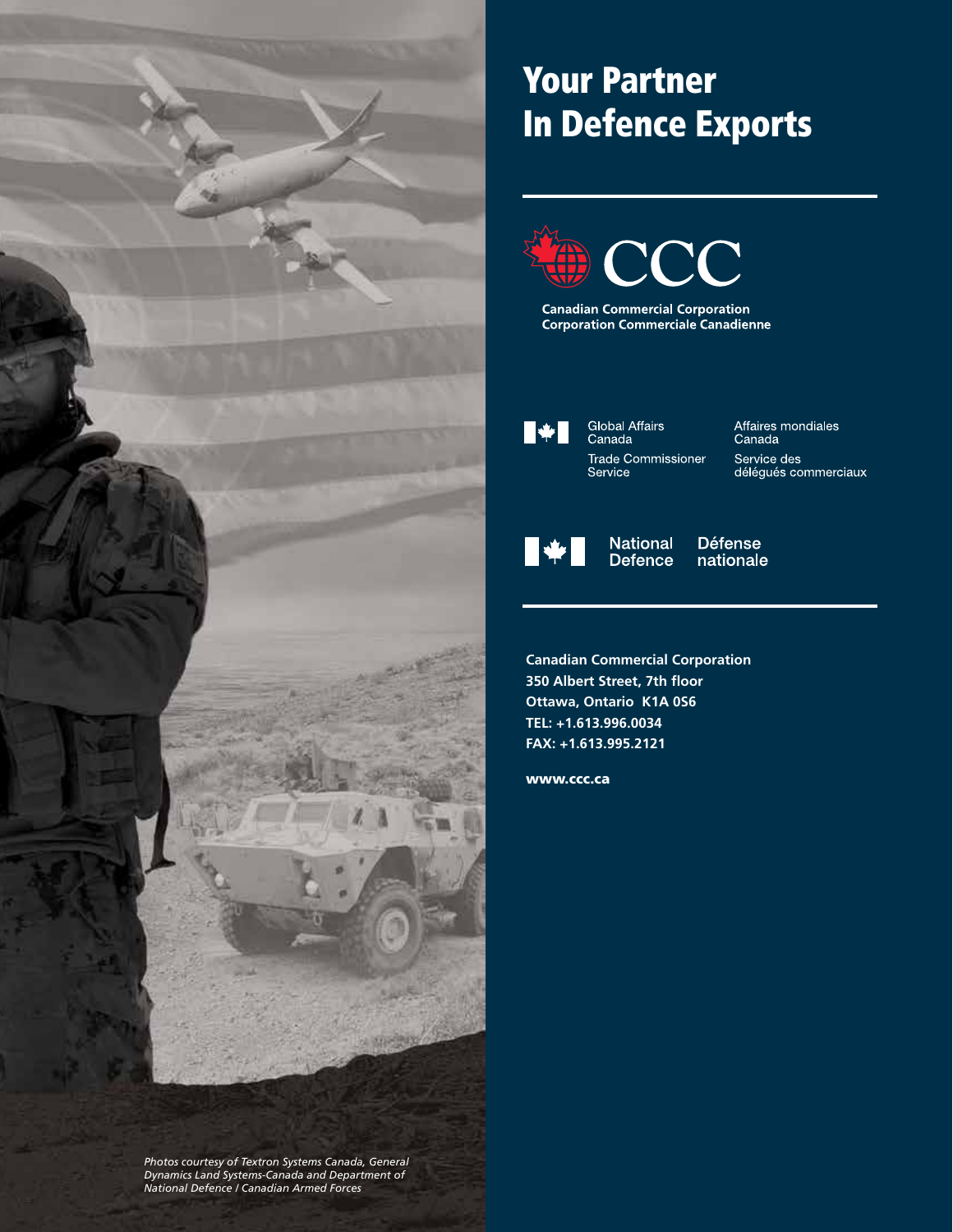# Your Partner In Defence Exports

**CCC**

**Canadian Commercial Corporation**
**Corporation Commerciale Canadienne**

Global Affairs Canada | Affaires mondiales Canada

Trade Commissioner Service | Service des délégués commerciaux

National Defence | Défense nationale

**Canadian Commercial Corporation**
**350 Albert Street, 7th floor**
**Ottawa, Ontario  K1A 0S6**
**TEL: +1.613.996.0034**
**FAX: +1.613.995.2121**

**www.ccc.ca**

*Photos courtesy of Textron Systems Canada, General Dynamics Land Systems-Canada and Department of National Defence / Canadian Armed Forces*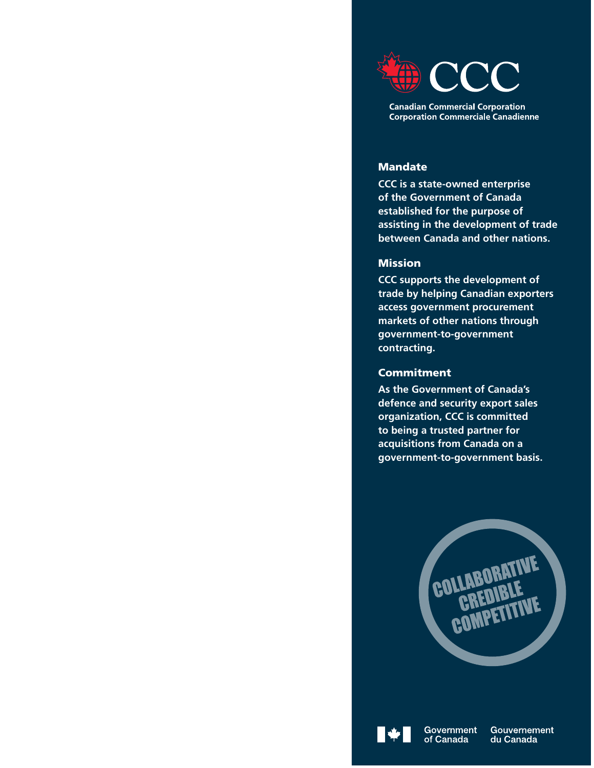CCC

Canadian Commercial Corporation
Corporation Commerciale Canadienne

## Mandate

**CCC is a state-owned enterprise of the Government of Canada established for the purpose of assisting in the development of trade between Canada and other nations.**

## Mission

**CCC supports the development of trade by helping Canadian exporters access government procurement markets of other nations through government-to-government contracting.**

## Commitment

**As the Government of Canada's defence and security export sales organization, CCC is committed to being a trusted partner for acquisitions from Canada on a government-to-government basis.**

COLLABORATIVE
CREDIBLE
COMPETITIVE

Government of Canada Gouvernement du Canada